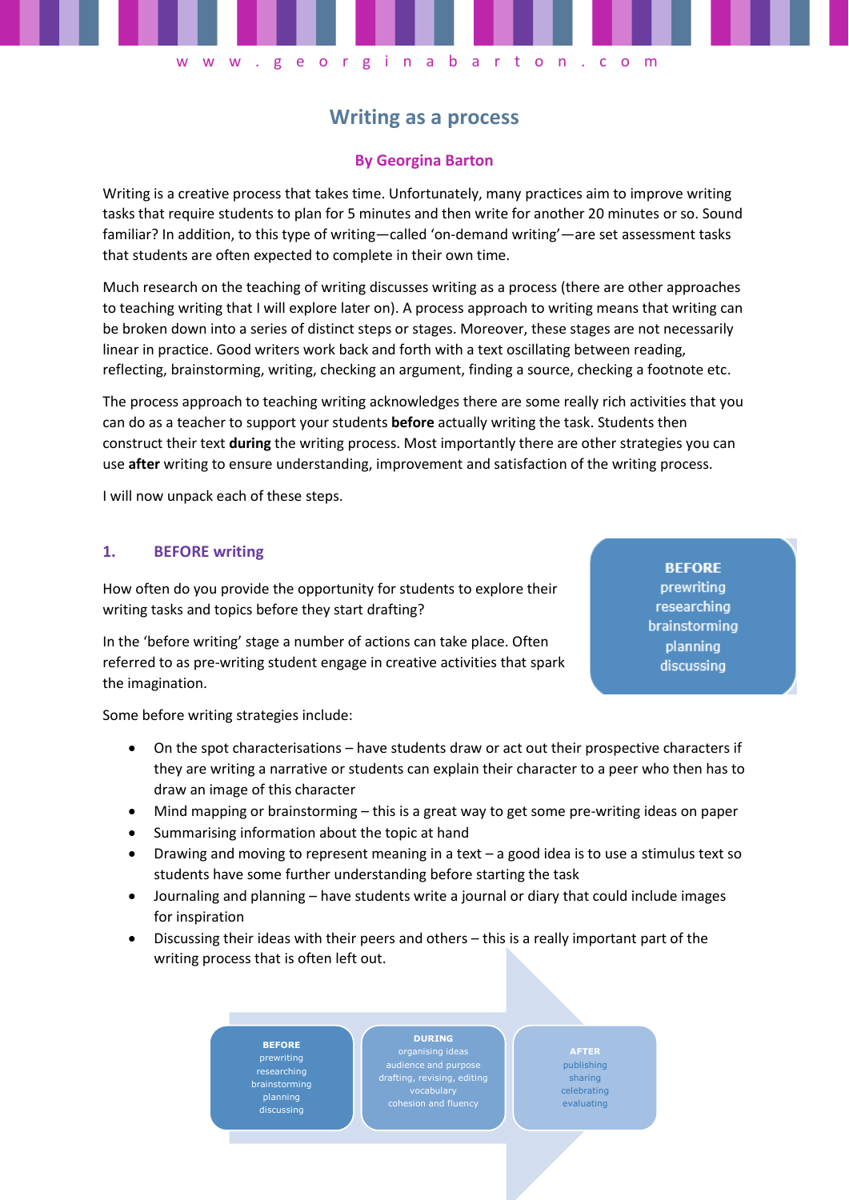# Writing as a process

**By Georgina Barton**

Writing is a creative process that takes time. Unfortunately, many practices aim to improve writing tasks that require students to plan for 5 minutes and then write for another 20 minutes or so. Sound familiar? In addition, to this type of writing—called 'on-demand writing'—are set assessment tasks that students are often expected to complete in their own time.

Much research on the teaching of writing discusses writing as a process (there are other approaches to teaching writing that I will explore later on). A process approach to writing means that writing can be broken down into a series of distinct steps or stages. Moreover, these stages are not necessarily linear in practice. Good writers work back and forth with a text oscillating between reading, reflecting, brainstorming, writing, checking an argument, finding a source, checking a footnote etc.

The process approach to teaching writing acknowledges there are some really rich activities that you can do as a teacher to support your students **before** actually writing the task. Students then construct their text **during** the writing process. Most importantly there are other strategies you can use **after** writing to ensure understanding, improvement and satisfaction of the writing process.

I will now unpack each of these steps.

## 1. BEFORE writing

**BEFORE**
prewriting
researching
brainstorming
planning
discussing

How often do you provide the opportunity for students to explore their writing tasks and topics before they start drafting?

In the 'before writing' stage a number of actions can take place. Often referred to as pre-writing student engage in creative activities that spark the imagination.

Some before writing strategies include:

- On the spot characterisations – have students draw or act out their prospective characters if they are writing a narrative or students can explain their character to a peer who then has to draw an image of this character
- Mind mapping or brainstorming – this is a great way to get some pre-writing ideas on paper
- Summarising information about the topic at hand
- Drawing and moving to represent meaning in a text – a good idea is to use a stimulus text so students have some further understanding before starting the task
- Journaling and planning – have students write a journal or diary that could include images for inspiration
- Discussing their ideas with their peers and others – this is a really important part of the writing process that is often left out.

**BEFORE**
prewriting
researching
brainstorming
planning
discussing

**DURING**
organising ideas
audience and purpose
drafting, revising, editing
vocabulary
cohesion and fluency

**AFTER**
publishing
sharing
celebrating
evaluating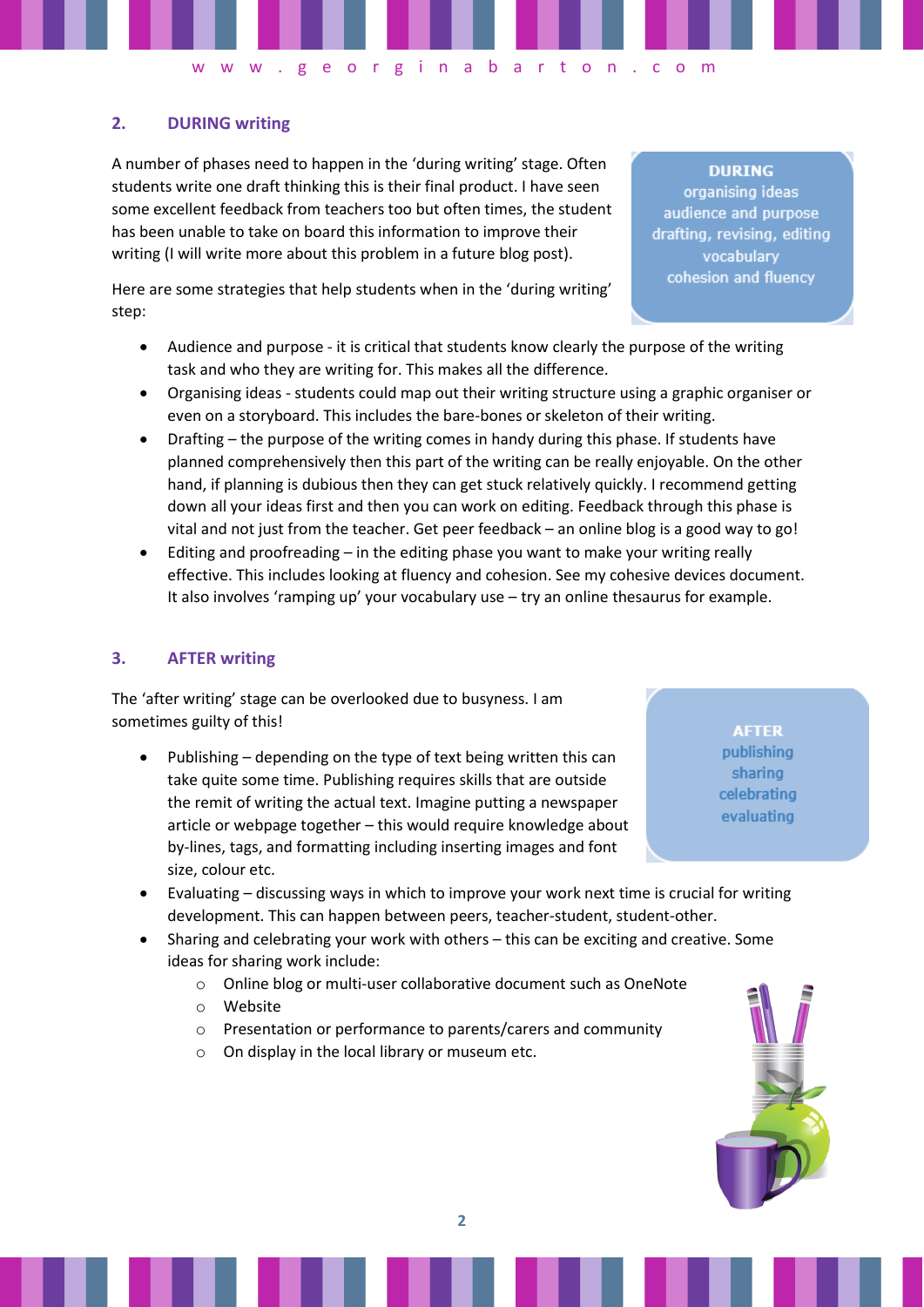## 2. DURING writing

A number of phases need to happen in the 'during writing' stage. Often students write one draft thinking this is their final product. I have seen some excellent feedback from teachers too but often times, the student has been unable to take on board this information to improve their writing (I will write more about this problem in a future blog post).

**DURING**
organising ideas
audience and purpose
drafting, revising, editing
vocabulary
cohesion and fluency

Here are some strategies that help students when in the 'during writing' step:

- Audience and purpose - it is critical that students know clearly the purpose of the writing task and who they are writing for. This makes all the difference.
- Organising ideas - students could map out their writing structure using a graphic organiser or even on a storyboard. This includes the bare-bones or skeleton of their writing.
- Drafting – the purpose of the writing comes in handy during this phase. If students have planned comprehensively then this part of the writing can be really enjoyable. On the other hand, if planning is dubious then they can get stuck relatively quickly. I recommend getting down all your ideas first and then you can work on editing. Feedback through this phase is vital and not just from the teacher. Get peer feedback – an online blog is a good way to go!
- Editing and proofreading – in the editing phase you want to make your writing really effective. This includes looking at fluency and cohesion. See my cohesive devices document. It also involves 'ramping up' your vocabulary use – try an online thesaurus for example.

## 3. AFTER writing

The 'after writing' stage can be overlooked due to busyness. I am sometimes guilty of this!

**AFTER**
publishing
sharing
celebrating
evaluating

- Publishing – depending on the type of text being written this can take quite some time. Publishing requires skills that are outside the remit of writing the actual text. Imagine putting a newspaper article or webpage together – this would require knowledge about by-lines, tags, and formatting including inserting images and font size, colour etc.
- Evaluating – discussing ways in which to improve your work next time is crucial for writing development. This can happen between peers, teacher-student, student-other.
- Sharing and celebrating your work with others – this can be exciting and creative. Some ideas for sharing work include:
  - Online blog or multi-user collaborative document such as OneNote
  - Website
  - Presentation or performance to parents/carers and community
  - On display in the local library or museum etc.